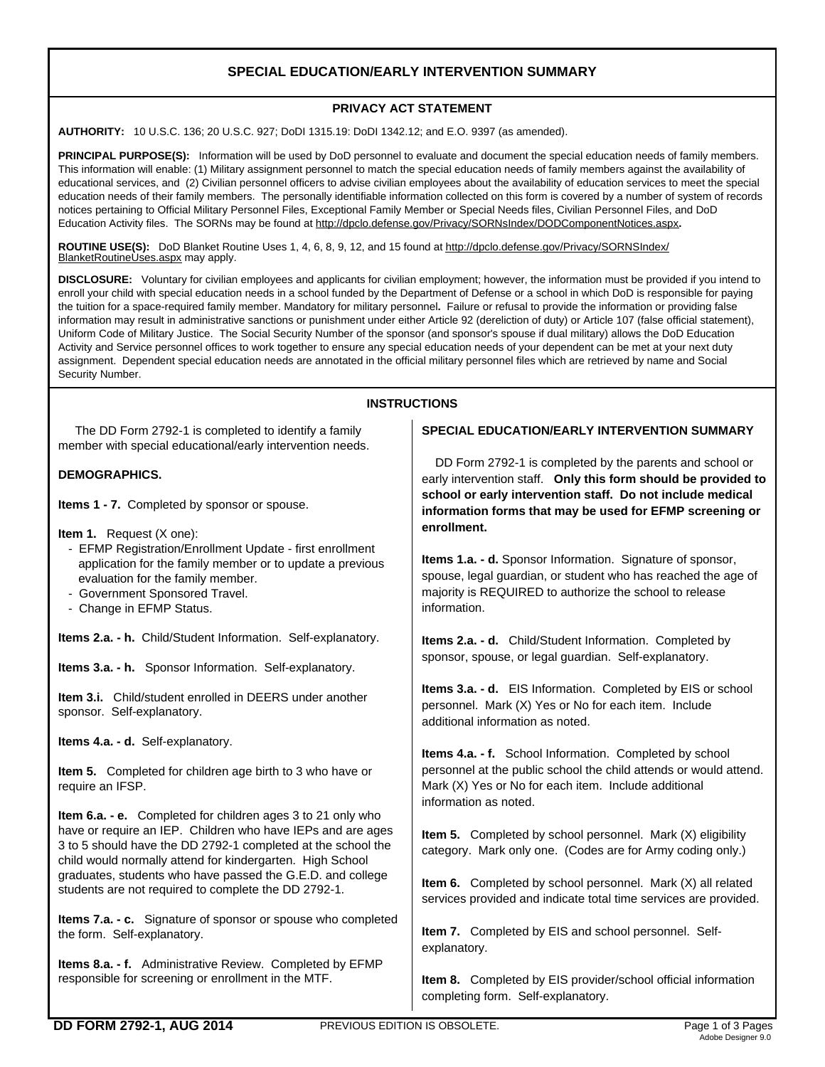# SPECIAL EDUCATION/EARLY INTERVENTION SUMMARY

## PRIVACY ACT STATEMENT

**AUTHORITY:** 10 U.S.C. 136; 20 U.S.C. 927; DoDI 1315.19: DoDI 1342.12; and E.O. 9397 (as amended).

**PRINCIPAL PURPOSE(S):** Information will be used by DoD personnel to evaluate and document the special education needs of family members. This information will enable: (1) Military assignment personnel to match the special education needs of family members against the availability of educational services, and (2) Civilian personnel officers to advise civilian employees about the availability of education services to meet the special education needs of their family members. The personally identifiable information collected on this form is covered by a number of system of records notices pertaining to Official Military Personnel Files, Exceptional Family Member or Special Needs files, Civilian Personnel Files, and DoD Education Activity files. The SORNs may be found at http://dpclo.defense.gov/Privacy/SORNsIndex/DODComponentNotices.aspx.

**ROUTINE USE(S):** DoD Blanket Routine Uses 1, 4, 6, 8, 9, 12, and 15 found at http://dpclo.defense.gov/Privacy/SORNSIndex/BlanketRoutineUses.aspx may apply.

**DISCLOSURE:** Voluntary for civilian employees and applicants for civilian employment; however, the information must be provided if you intend to enroll your child with special education needs in a school funded by the Department of Defense or a school in which DoD is responsible for paying the tuition for a space-required family member. Mandatory for military personnel. Failure or refusal to provide the information or providing false information may result in administrative sanctions or punishment under either Article 92 (dereliction of duty) or Article 107 (false official statement), Uniform Code of Military Justice. The Social Security Number of the sponsor (and sponsor's spouse if dual military) allows the DoD Education Activity and Service personnel offices to work together to ensure any special education needs of your dependent can be met at your next duty assignment. Dependent special education needs are annotated in the official military personnel files which are retrieved by name and Social Security Number.

## INSTRUCTIONS

The DD Form 2792-1 is completed to identify a family member with special educational/early intervention needs.

### DEMOGRAPHICS.

**Items 1 - 7.** Completed by sponsor or spouse.

**Item 1.** Request (X one):

- EFMP Registration/Enrollment Update - first enrollment application for the family member or to update a previous evaluation for the family member.
- Government Sponsored Travel.
- Change in EFMP Status.

**Items 2.a. - h.** Child/Student Information. Self-explanatory.

**Items 3.a. - h.** Sponsor Information. Self-explanatory.

**Item 3.i.** Child/student enrolled in DEERS under another sponsor. Self-explanatory.

**Items 4.a. - d.** Self-explanatory.

**Item 5.** Completed for children age birth to 3 who have or require an IFSP.

**Item 6.a. - e.** Completed for children ages 3 to 21 only who have or require an IEP. Children who have IEPs and are ages 3 to 5 should have the DD 2792-1 completed at the school the child would normally attend for kindergarten. High School graduates, students who have passed the G.E.D. and college students are not required to complete the DD 2792-1.

**Items 7.a. - c.** Signature of sponsor or spouse who completed the form. Self-explanatory.

**Items 8.a. - f.** Administrative Review. Completed by EFMP responsible for screening or enrollment in the MTF.

### SPECIAL EDUCATION/EARLY INTERVENTION SUMMARY

DD Form 2792-1 is completed by the parents and school or early intervention staff. **Only this form should be provided to school or early intervention staff. Do not include medical information forms that may be used for EFMP screening or enrollment.**

**Items 1.a. - d.** Sponsor Information. Signature of sponsor, spouse, legal guardian, or student who has reached the age of majority is REQUIRED to authorize the school to release information.

**Items 2.a. - d.** Child/Student Information. Completed by sponsor, spouse, or legal guardian. Self-explanatory.

**Items 3.a. - d.** EIS Information. Completed by EIS or school personnel. Mark (X) Yes or No for each item. Include additional information as noted.

**Items 4.a. - f.** School Information. Completed by school personnel at the public school the child attends or would attend. Mark (X) Yes or No for each item. Include additional information as noted.

**Item 5.** Completed by school personnel. Mark (X) eligibility category. Mark only one. (Codes are for Army coding only.)

**Item 6.** Completed by school personnel. Mark (X) all related services provided and indicate total time services are provided.

**Item 7.** Completed by EIS and school personnel. Self-explanatory.

**Item 8.** Completed by EIS provider/school official information completing form. Self-explanatory.

**DD FORM 2792-1, AUG 2014** PREVIOUS EDITION IS OBSOLETE.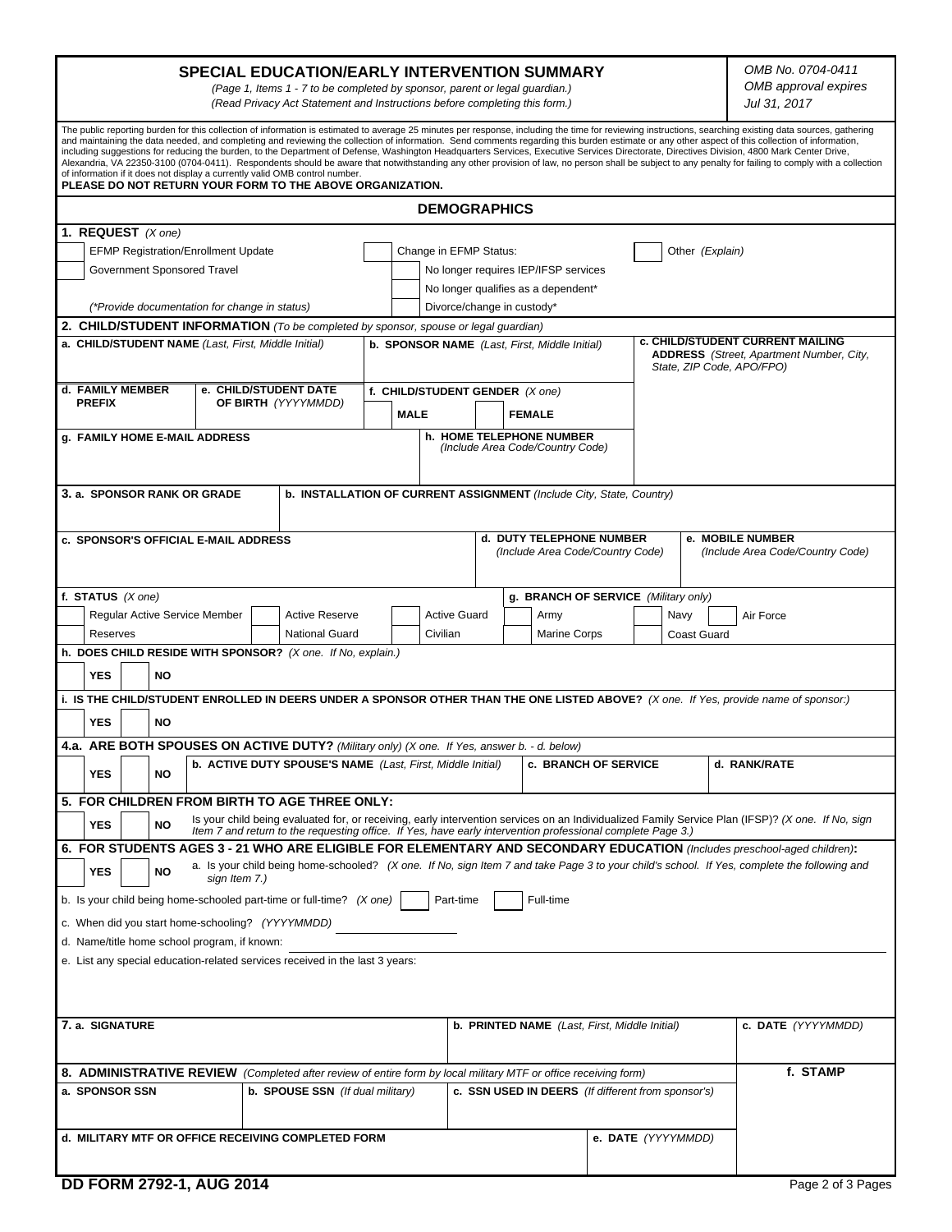# SPECIAL EDUCATION/EARLY INTERVENTION SUMMARY

*(Page 1, Items 1 - 7 to be completed by sponsor, parent or legal guardian.)*
*(Read Privacy Act Statement and Instructions before completing this form.)*

*OMB No. 0704-0411*
*OMB approval expires*
*Jul 31, 2017*

The public reporting burden for this collection of information is estimated to average 25 minutes per response, including the time for reviewing instructions, searching existing data sources, gathering and maintaining the data needed, and completing and reviewing the collection of information. Send comments regarding this burden estimate or any other aspect of this collection of information, including suggestions for reducing the burden, to the Department of Defense, Washington Headquarters Services, Executive Services Directorate, Directives Division, 4800 Mark Center Drive, Alexandria, VA 22350-3100 (0704-0411). Respondents should be aware that notwithstanding any other provision of law, no person shall be subject to any penalty for failing to comply with a collection of information if it does not display a currently valid OMB control number.
**PLEASE DO NOT RETURN YOUR FORM TO THE ABOVE ORGANIZATION.**

## DEMOGRAPHICS

**1. REQUEST** *(X one)*

- [ ] EFMP Registration/Enrollment Update
- [ ] Government Sponsored Travel
- [ ] Change in EFMP Status:
  - [ ] No longer requires IEP/IFSP services
  - [ ] No longer qualifies as a dependent*
  - [ ] Divorce/change in custody*
- [ ] Other *(Explain)*

*(*Provide documentation for change in status)*

**2. CHILD/STUDENT INFORMATION** *(To be completed by sponsor, spouse or legal guardian)*

| **a. CHILD/STUDENT NAME** *(Last, First, Middle Initial)* | **b. SPONSOR NAME** *(Last, First, Middle Initial)* | **c. CHILD/STUDENT CURRENT MAILING ADDRESS** *(Street, Apartment Number, City, State, ZIP Code, APO/FPO)* |
|---|---|---|
| **d. FAMILY MEMBER PREFIX** / **e. CHILD/STUDENT DATE OF BIRTH** *(YYYYMMDD)* | **f. CHILD/STUDENT GENDER** *(X one)* [ ] **MALE** [ ] **FEMALE** | |
| **g. FAMILY HOME E-MAIL ADDRESS** | **h. HOME TELEPHONE NUMBER** *(Include Area Code/Country Code)* | |

| **3. a. SPONSOR RANK OR GRADE** | **b. INSTALLATION OF CURRENT ASSIGNMENT** *(Include City, State, Country)* | |
|---|---|---|
| **c. SPONSOR'S OFFICIAL E-MAIL ADDRESS** | **d. DUTY TELEPHONE NUMBER** *(Include Area Code/Country Code)* | **e. MOBILE NUMBER** *(Include Area Code/Country Code)* |

**f. STATUS** *(X one)*

- [ ] Regular Active Service Member
- [ ] Active Reserve
- [ ] Active Guard
- [ ] Reserves
- [ ] National Guard
- [ ] Civilian

**g. BRANCH OF SERVICE** *(Military only)*

- [ ] Army
- [ ] Navy
- [ ] Air Force
- [ ] Marine Corps
- [ ] Coast Guard

**h. DOES CHILD RESIDE WITH SPONSOR?** *(X one. If No, explain.)*

[ ] **YES** [ ] **NO**

**i. IS THE CHILD/STUDENT ENROLLED IN DEERS UNDER A SPONSOR OTHER THAN THE ONE LISTED ABOVE?** *(X one. If Yes, provide name of sponsor:)*

[ ] **YES** [ ] **NO**

**4.a. ARE BOTH SPOUSES ON ACTIVE DUTY?** *(Military only) (X one. If Yes, answer b. - d. below)*

| [ ] **YES** [ ] **NO** | **b. ACTIVE DUTY SPOUSE'S NAME** *(Last, First, Middle Initial)* | **c. BRANCH OF SERVICE** | **d. RANK/RATE** |
|---|---|---|---|

**5. FOR CHILDREN FROM BIRTH TO AGE THREE ONLY:**

[ ] **YES** [ ] **NO** Is your child being evaluated for, or receiving, early intervention services on an Individualized Family Service Plan (IFSP)? *(X one. If No, sign Item 7 and return to the requesting office. If Yes, have early intervention professional complete Page 3.)*

**6. FOR STUDENTS AGES 3 - 21 WHO ARE ELIGIBLE FOR ELEMENTARY AND SECONDARY EDUCATION** *(Includes preschool-aged children)***:**

[ ] **YES** [ ] **NO** a. Is your child being home-schooled? *(X one. If No, sign Item 7 and take Page 3 to your child's school. If Yes, complete the following and sign Item 7.)*

b. Is your child being home-schooled part-time or full-time? *(X one)* [ ] Part-time [ ] Full-time

c. When did you start home-schooling? *(YYYYMMDD)* ______________

d. Name/title home school program, if known: ______________

e. List any special education-related services received in the last 3 years:

| **7. a. SIGNATURE** | **b. PRINTED NAME** *(Last, First, Middle Initial)* | **c. DATE** *(YYYYMMDD)* |
|---|---|---|

**8. ADMINISTRATIVE REVIEW** *(Completed after review of entire form by local military MTF or office receiving form)*

| **a. SPONSOR SSN** | **b. SPOUSE SSN** *(If dual military)* | **c. SSN USED IN DEERS** *(If different from sponsor's)* | **f. STAMP** |
|---|---|---|---|
| **d. MILITARY MTF OR OFFICE RECEIVING COMPLETED FORM** | | **e. DATE** *(YYYYMMDD)* | |

**DD FORM 2792-1, AUG 2014**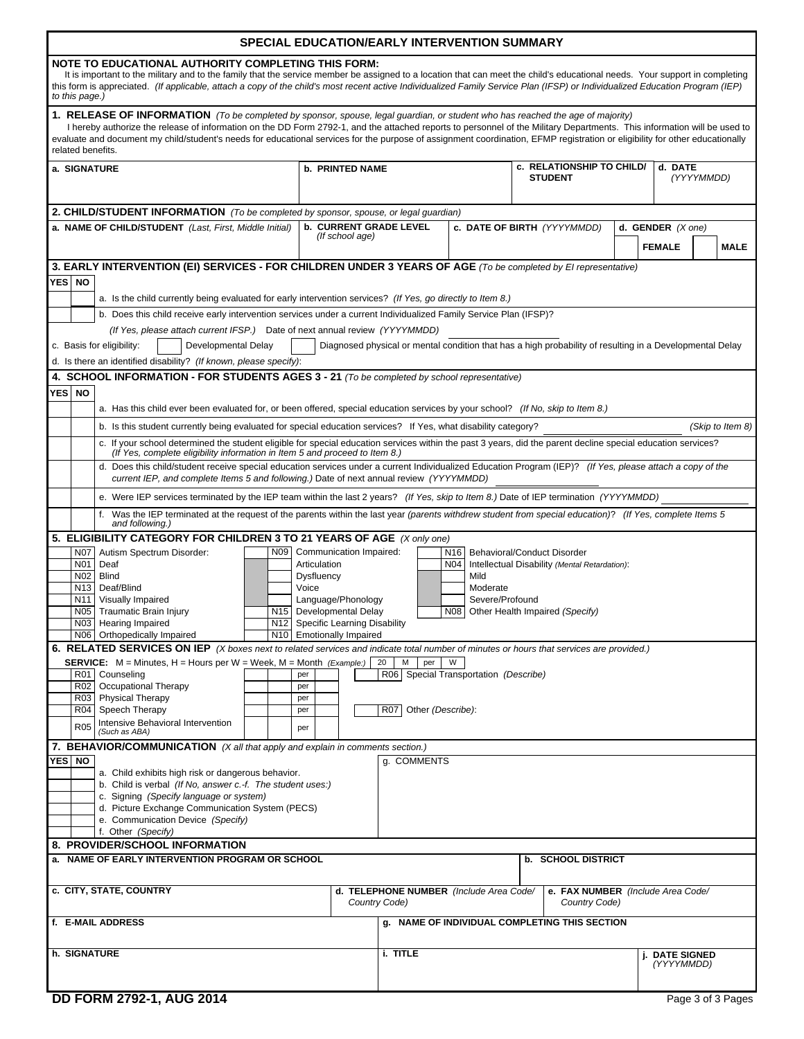# SPECIAL EDUCATION/EARLY INTERVENTION SUMMARY

**NOTE TO EDUCATIONAL AUTHORITY COMPLETING THIS FORM:**

It is important to the military and to the family that the service member be assigned to a location that can meet the child's educational needs. Your support in completing this form is appreciated. *(If applicable, attach a copy of the child's most recent active Individualized Family Service Plan (IFSP) or Individualized Education Program (IEP) to this page.)*

## 1. RELEASE OF INFORMATION *(To be completed by sponsor, spouse, legal guardian, or student who has reached the age of majority)*

I hereby authorize the release of information on the DD Form 2792-1, and the attached reports to personnel of the Military Departments. This information will be used to evaluate and document my child/student's needs for educational services for the purpose of assignment coordination, EFMP registration or eligibility for other educationally related benefits.

| a. SIGNATURE | b. PRINTED NAME | c. RELATIONSHIP TO CHILD/ STUDENT | d. DATE *(YYYYMMDD)* |
|---|---|---|---|
| | | | |

## 2. CHILD/STUDENT INFORMATION *(To be completed by sponsor, spouse, or legal guardian)*

| a. NAME OF CHILD/STUDENT *(Last, First, Middle Initial)* | b. CURRENT GRADE LEVEL *(If school age)* | c. DATE OF BIRTH *(YYYYMMDD)* | d. GENDER *(X one)* FEMALE / MALE |
|---|---|---|---|
| | | | |

## 3. EARLY INTERVENTION (EI) SERVICES - FOR CHILDREN UNDER 3 YEARS OF AGE *(To be completed by EI representative)*

| YES | NO | |
|---|---|---|
| | | a. Is the child currently being evaluated for early intervention services? *(If Yes, go directly to Item 8.)* |
| | | b. Does this child receive early intervention services under a current Individualized Family Service Plan (IFSP)? *(If Yes, please attach current IFSP.)* Date of next annual review *(YYYYMMDD)* |

c. Basis for eligibility: [ ] Developmental Delay [ ] Diagnosed physical or mental condition that has a high probability of resulting in a Developmental Delay

d. Is there an identified disability? *(If known, please specify)*:

## 4. SCHOOL INFORMATION - FOR STUDENTS AGES 3 - 21 *(To be completed by school representative)*

| YES | NO | |
|---|---|---|
| | | a. Has this child ever been evaluated for, or been offered, special education services by your school? *(If No, skip to Item 8.)* |
| | | b. Is this student currently being evaluated for special education services? If Yes, what disability category? *(Skip to Item 8)* |
| | | c. If your school determined the student eligible for special education services within the past 3 years, did the parent decline special education services? *(If Yes, complete eligibility information in Item 5 and proceed to Item 8.)* |
| | | d. Does this child/student receive special education services under a current Individualized Education Program (IEP)? *(If Yes, please attach a copy of the current IEP, and complete Items 5 and following.)* Date of next annual review *(YYYYMMDD)* |
| | | e. Were IEP services terminated by the IEP team within the last 2 years? *(If Yes, skip to Item 8.)* Date of IEP termination *(YYYYMMDD)* |
| | | f. Was the IEP terminated at the request of the parents within the last year *(parents withdrew student from special education)*? *(If Yes, complete Items 5 and following.)* |

## 5. ELIGIBILITY CATEGORY FOR CHILDREN 3 TO 21 YEARS OF AGE *(X only one)*

| | | | | | | | |
|---|---|---|---|---|---|---|---|
| | N07 Autism Spectrum Disorder: | | N09 Communication Impaired: | | N16 Behavioral/Conduct Disorder |
| | N01 Deaf | | Articulation | | N04 Intellectual Disability *(Mental Retardation)*: |
| | N02 Blind | | Dysfluency | | Mild |
| | N13 Deaf/Blind | | Voice | | Moderate |
| | N11 Visually Impaired | | Language/Phonology | | Severe/Profound |
| | N05 Traumatic Brain Injury | | N15 Developmental Delay | | N08 Other Health Impaired *(Specify)* |
| | N03 Hearing Impaired | | N12 Specific Learning Disability | | |
| | N06 Orthopedically Impaired | | N10 Emotionally Impaired | | |

## 6. RELATED SERVICES ON IEP *(X boxes next to related services and indicate total number of minutes or hours that services are provided.)*

**SERVICE:** M = Minutes, H = Hours per W = Week, M = Month *(Example:)* 20 M per W

| | Service | | | | |
|---|---|---|---|---|---|
| R01 | Counseling | | | per | |
| R02 | Occupational Therapy | | | per | |
| R03 | Physical Therapy | | | per | |
| R04 | Speech Therapy | | | per | |
| R05 | Intensive Behavioral Intervention *(Such as ABA)* | | | per | |

R06 Special Transportation *(Describe)*

R07 Other *(Describe)*:

## 7. BEHAVIOR/COMMUNICATION *(X all that apply and explain in comments section.)*

| YES | NO | |
|---|---|---|
| | | a. Child exhibits high risk or dangerous behavior. |
| | | b. Child is verbal *(If No, answer c.-f. The student uses:)* |
| | | c. Signing *(Specify language or system)* |
| | | d. Picture Exchange Communication System (PECS) |
| | | e. Communication Device *(Specify)* |
| | | f. Other *(Specify)* |

g. COMMENTS

## 8. PROVIDER/SCHOOL INFORMATION

| a. NAME OF EARLY INTERVENTION PROGRAM OR SCHOOL | | b. SCHOOL DISTRICT |
|---|---|---|
| **c. CITY, STATE, COUNTRY** | **d. TELEPHONE NUMBER** *(Include Area Code/ Country Code)* | **e. FAX NUMBER** *(Include Area Code/ Country Code)* |
| **f. E-MAIL ADDRESS** | **g. NAME OF INDIVIDUAL COMPLETING THIS SECTION** | |
| **h. SIGNATURE** | **i. TITLE** | **j. DATE SIGNED** *(YYYYMMDD)* |

**DD FORM 2792-1, AUG 2014**